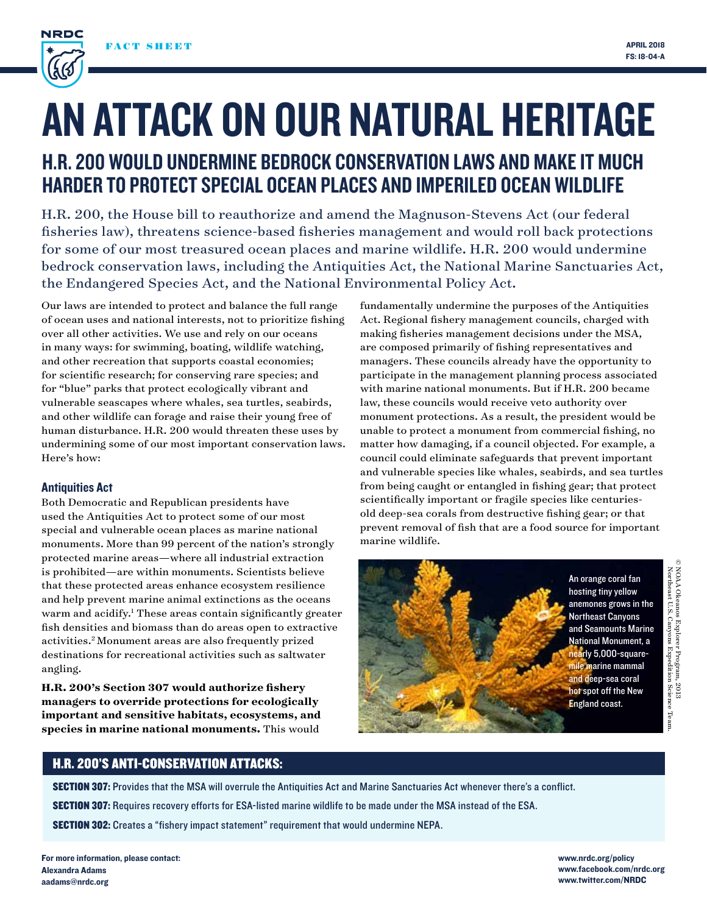NRDC

FACT SHEET

APRIL 2018
FS: 18-04-A

# AN ATTACK ON OUR NATURAL HERITAGE

## H.R. 200 WOULD UNDERMINE BEDROCK CONSERVATION LAWS AND MAKE IT MUCH HARDER TO PROTECT SPECIAL OCEAN PLACES AND IMPERILED OCEAN WILDLIFE

H.R. 200, the House bill to reauthorize and amend the Magnuson-Stevens Act (our federal fisheries law), threatens science-based fisheries management and would roll back protections for some of our most treasured ocean places and marine wildlife. H.R. 200 would undermine bedrock conservation laws, including the Antiquities Act, the National Marine Sanctuaries Act, the Endangered Species Act, and the National Environmental Policy Act.

Our laws are intended to protect and balance the full range of ocean uses and national interests, not to prioritize fishing over all other activities. We use and rely on our oceans in many ways: for swimming, boating, wildlife watching, and other recreation that supports coastal economies; for scientific research; for conserving rare species; and for "blue" parks that protect ecologically vibrant and vulnerable seascapes where whales, sea turtles, seabirds, and other wildlife can forage and raise their young free of human disturbance. H.R. 200 would threaten these uses by undermining some of our most important conservation laws. Here's how:

### Antiquities Act

Both Democratic and Republican presidents have used the Antiquities Act to protect some of our most special and vulnerable ocean places as marine national monuments. More than 99 percent of the nation's strongly protected marine areas—where all industrial extraction is prohibited—are within monuments. Scientists believe that these protected areas enhance ecosystem resilience and help prevent marine animal extinctions as the oceans warm and acidify.[1] These areas contain significantly greater fish densities and biomass than do areas open to extractive activities.[2] Monument areas are also frequently prized destinations for recreational activities such as saltwater angling.

**H.R. 200's Section 307 would authorize fishery managers to override protections for ecologically important and sensitive habitats, ecosystems, and species in marine national monuments.** This would fundamentally undermine the purposes of the Antiquities Act. Regional fishery management councils, charged with making fisheries management decisions under the MSA, are composed primarily of fishing representatives and managers. These councils already have the opportunity to participate in the management planning process associated with marine national monuments. But if H.R. 200 became law, these councils would receive veto authority over monument protections. As a result, the president would be unable to protect a monument from commercial fishing, no matter how damaging, if a council objected. For example, a council could eliminate safeguards that prevent important and vulnerable species like whales, seabirds, and sea turtles from being caught or entangled in fishing gear; that protect scientifically important or fragile species like centuries-old deep-sea corals from destructive fishing gear; or that prevent removal of fish that are a food source for important marine wildlife.

An orange coral fan hosting tiny yellow anemones grows in the Northeast Canyons and Seamounts Marine National Monument, a nearly 5,000-square-mile marine mammal and deep-sea coral hot spot off the New England coast.

© NOAA Okeanos Explorer Program, 2013 Northeast U.S. Canyons Expedition Science Team.

### H.R. 200'S ANTI-CONSERVATION ATTACKS:

**SECTION 307:** Provides that the MSA will overrule the Antiquities Act and Marine Sanctuaries Act whenever there's a conflict.

**SECTION 307:** Requires recovery efforts for ESA-listed marine wildlife to be made under the MSA instead of the ESA.

**SECTION 302:** Creates a "fishery impact statement" requirement that would undermine NEPA.

**For more information, please contact:**
**Alexandra Adams**
**aadams@nrdc.org**

**www.nrdc.org/policy**
**www.facebook.com/nrdc.org**
**www.twitter.com/NRDC**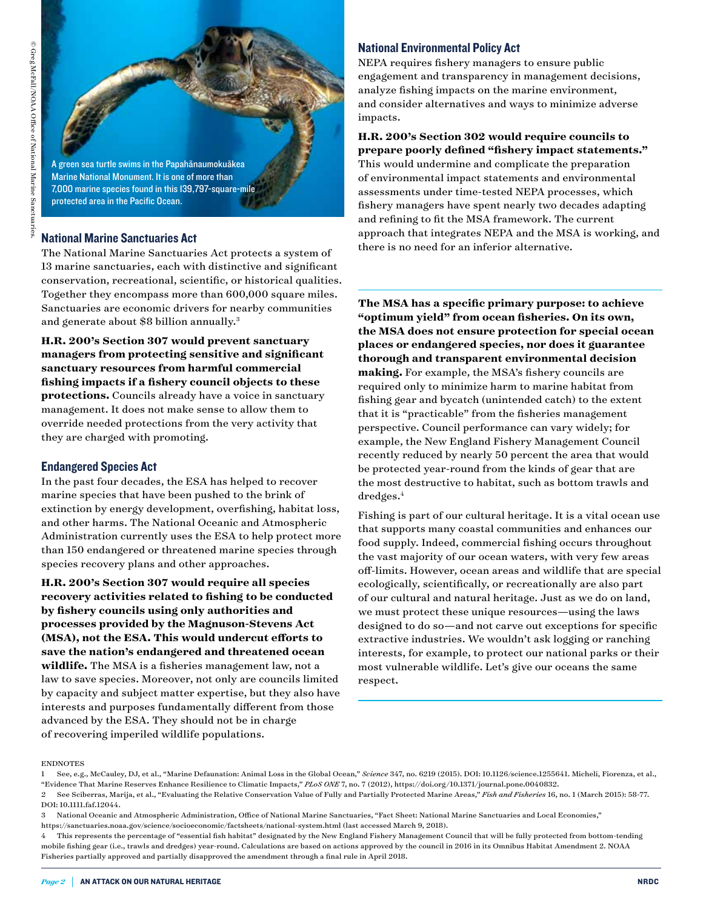A green sea turtle swims in the Papahānaumokuākea Marine National Monument. It is one of more than 7,000 marine species found in this 139,797-square-mile protected area in the Pacific Ocean.

© Greg McFall/NOAA Office of National Marine Sanctuaries.

### National Marine Sanctuaries Act

The National Marine Sanctuaries Act protects a system of 13 marine sanctuaries, each with distinctive and significant conservation, recreational, scientific, or historical qualities. Together they encompass more than 600,000 square miles. Sanctuaries are economic drivers for nearby communities and generate about $8 billion annually.[3]

**H.R. 200's Section 307 would prevent sanctuary managers from protecting sensitive and significant sanctuary resources from harmful commercial fishing impacts if a fishery council objects to these protections.** Councils already have a voice in sanctuary management. It does not make sense to allow them to override needed protections from the very activity that they are charged with promoting.

### Endangered Species Act

In the past four decades, the ESA has helped to recover marine species that have been pushed to the brink of extinction by energy development, overfishing, habitat loss, and other harms. The National Oceanic and Atmospheric Administration currently uses the ESA to help protect more than 150 endangered or threatened marine species through species recovery plans and other approaches.

**H.R. 200's Section 307 would require all species recovery activities related to fishing to be conducted by fishery councils using only authorities and processes provided by the Magnuson-Stevens Act (MSA), not the ESA. This would undercut efforts to save the nation's endangered and threatened ocean wildlife.** The MSA is a fisheries management law, not a law to save species. Moreover, not only are councils limited by capacity and subject matter expertise, but they also have interests and purposes fundamentally different from those advanced by the ESA. They should not be in charge of recovering imperiled wildlife populations.

### National Environmental Policy Act

NEPA requires fishery managers to ensure public engagement and transparency in management decisions, analyze fishing impacts on the marine environment, and consider alternatives and ways to minimize adverse impacts.

**H.R. 200's Section 302 would require councils to prepare poorly defined "fishery impact statements."** This would undermine and complicate the preparation of environmental impact statements and environmental assessments under time-tested NEPA processes, which fishery managers have spent nearly two decades adapting and refining to fit the MSA framework. The current approach that integrates NEPA and the MSA is working, and there is no need for an inferior alternative.

---

**The MSA has a specific primary purpose: to achieve "optimum yield" from ocean fisheries. On its own, the MSA does not ensure protection for special ocean places or endangered species, nor does it guarantee thorough and transparent environmental decision making.** For example, the MSA's fishery councils are required only to minimize harm to marine habitat from fishing gear and bycatch (unintended catch) to the extent that it is "practicable" from the fisheries management perspective. Council performance can vary widely; for example, the New England Fishery Management Council recently reduced by nearly 50 percent the area that would be protected year-round from the kinds of gear that are the most destructive to habitat, such as bottom trawls and dredges.[4]

Fishing is part of our cultural heritage. It is a vital ocean use that supports many coastal communities and enhances our food supply. Indeed, commercial fishing occurs throughout the vast majority of our ocean waters, with very few areas off-limits. However, ocean areas and wildlife that are special ecologically, scientifically, or recreationally are also part of our cultural and natural heritage. Just as we do on land, we must protect these unique resources—using the laws designed to do so—and not carve out exceptions for specific extractive industries. We wouldn't ask logging or ranching interests, for example, to protect our national parks or their most vulnerable wildlife. Let's give our oceans the same respect.

---

ENDNOTES

1 See, e.g., McCauley, DJ, et al., "Marine Defaunation: Animal Loss in the Global Ocean," *Science* 347, no. 6219 (2015). DOI: 10.1126/science.1255641. Micheli, Fiorenza, et al., "Evidence That Marine Reserves Enhance Resilience to Climatic Impacts," *PLoS ONE* 7, no. 7 (2012), https://doi.org/10.1371/journal.pone.0040832.

2 See Sciberras, Marija, et al., "Evaluating the Relative Conservation Value of Fully and Partially Protected Marine Areas," *Fish and Fisheries* 16, no. 1 (March 2015): 58-77. DOI: 10.1111.faf.12044.

3 National Oceanic and Atmospheric Administration, Office of National Marine Sanctuaries, "Fact Sheet: National Marine Sanctuaries and Local Economies," https://sanctuaries.noaa.gov/science/socioeconomic/factsheets/national-system.html (last accessed March 9, 2018).

4 This represents the percentage of "essential fish habitat" designated by the New England Fishery Management Council that will be fully protected from bottom-tending mobile fishing gear (i.e., trawls and dredges) year-round. Calculations are based on actions approved by the council in 2016 in its Omnibus Habitat Amendment 2. NOAA Fisheries partially approved and partially disapproved the amendment through a final rule in April 2018.